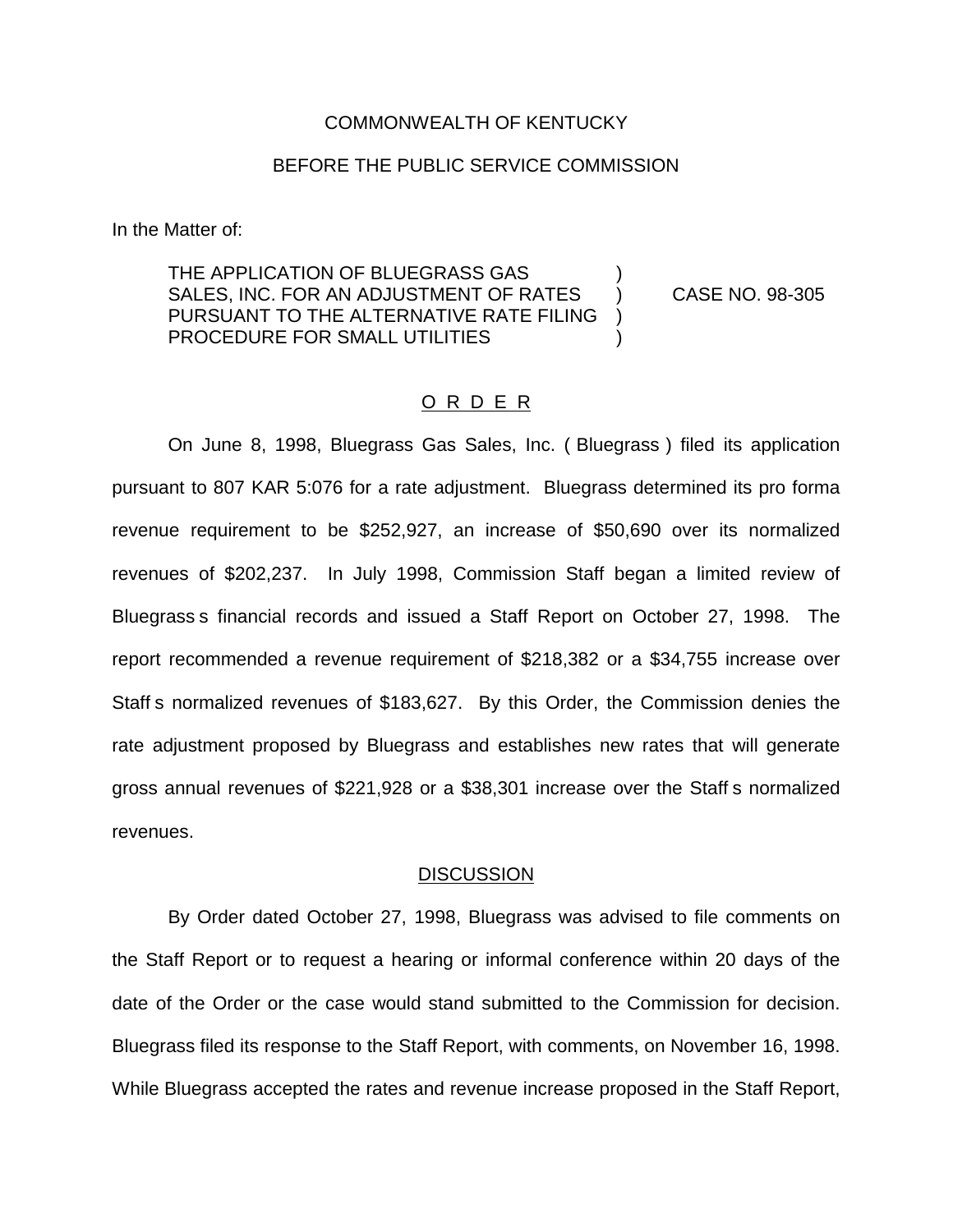COMMONWEALTH OF KENTUCKY

BEFORE THE PUBLIC SERVICE COMMISSION

In the Matter of:

| | | |
|---|---|---|
| THE APPLICATION OF BLUEGRASS GAS SALES, INC. FOR AN ADJUSTMENT OF RATES PURSUANT TO THE ALTERNATIVE RATE FILING PROCEDURE FOR SMALL UTILITIES | ) ) ) ) | CASE NO. 98-305 |

## O R D E R

On June 8, 1998, Bluegrass Gas Sales, Inc. ( Bluegrass ) filed its application pursuant to 807 KAR 5:076 for a rate adjustment. Bluegrass determined its pro forma revenue requirement to be $252,927, an increase of $50,690 over its normalized revenues of $202,237. In July 1998, Commission Staff began a limited review of Bluegrass s financial records and issued a Staff Report on October 27, 1998. The report recommended a revenue requirement of $218,382 or a $34,755 increase over Staff s normalized revenues of $183,627. By this Order, the Commission denies the rate adjustment proposed by Bluegrass and establishes new rates that will generate gross annual revenues of $221,928 or a $38,301 increase over the Staff s normalized revenues.

## DISCUSSION

By Order dated October 27, 1998, Bluegrass was advised to file comments on the Staff Report or to request a hearing or informal conference within 20 days of the date of the Order or the case would stand submitted to the Commission for decision. Bluegrass filed its response to the Staff Report, with comments, on November 16, 1998. While Bluegrass accepted the rates and revenue increase proposed in the Staff Report,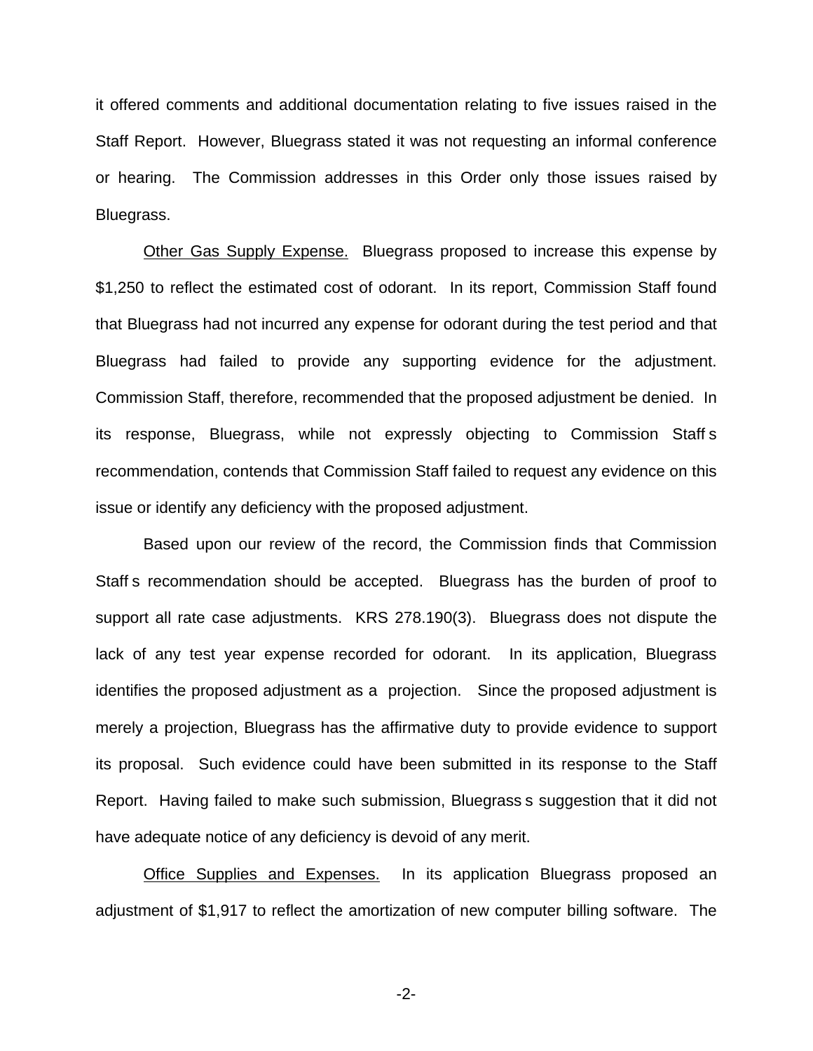it offered comments and additional documentation relating to five issues raised in the Staff Report. However, Bluegrass stated it was not requesting an informal conference or hearing. The Commission addresses in this Order only those issues raised by Bluegrass.

Other Gas Supply Expense. Bluegrass proposed to increase this expense by $1,250 to reflect the estimated cost of odorant. In its report, Commission Staff found that Bluegrass had not incurred any expense for odorant during the test period and that Bluegrass had failed to provide any supporting evidence for the adjustment. Commission Staff, therefore, recommended that the proposed adjustment be denied. In its response, Bluegrass, while not expressly objecting to Commission Staff s recommendation, contends that Commission Staff failed to request any evidence on this issue or identify any deficiency with the proposed adjustment.

Based upon our review of the record, the Commission finds that Commission Staff s recommendation should be accepted. Bluegrass has the burden of proof to support all rate case adjustments. KRS 278.190(3). Bluegrass does not dispute the lack of any test year expense recorded for odorant. In its application, Bluegrass identifies the proposed adjustment as a projection. Since the proposed adjustment is merely a projection, Bluegrass has the affirmative duty to provide evidence to support its proposal. Such evidence could have been submitted in its response to the Staff Report. Having failed to make such submission, Bluegrass s suggestion that it did not have adequate notice of any deficiency is devoid of any merit.

Office Supplies and Expenses. In its application Bluegrass proposed an adjustment of $1,917 to reflect the amortization of new computer billing software. The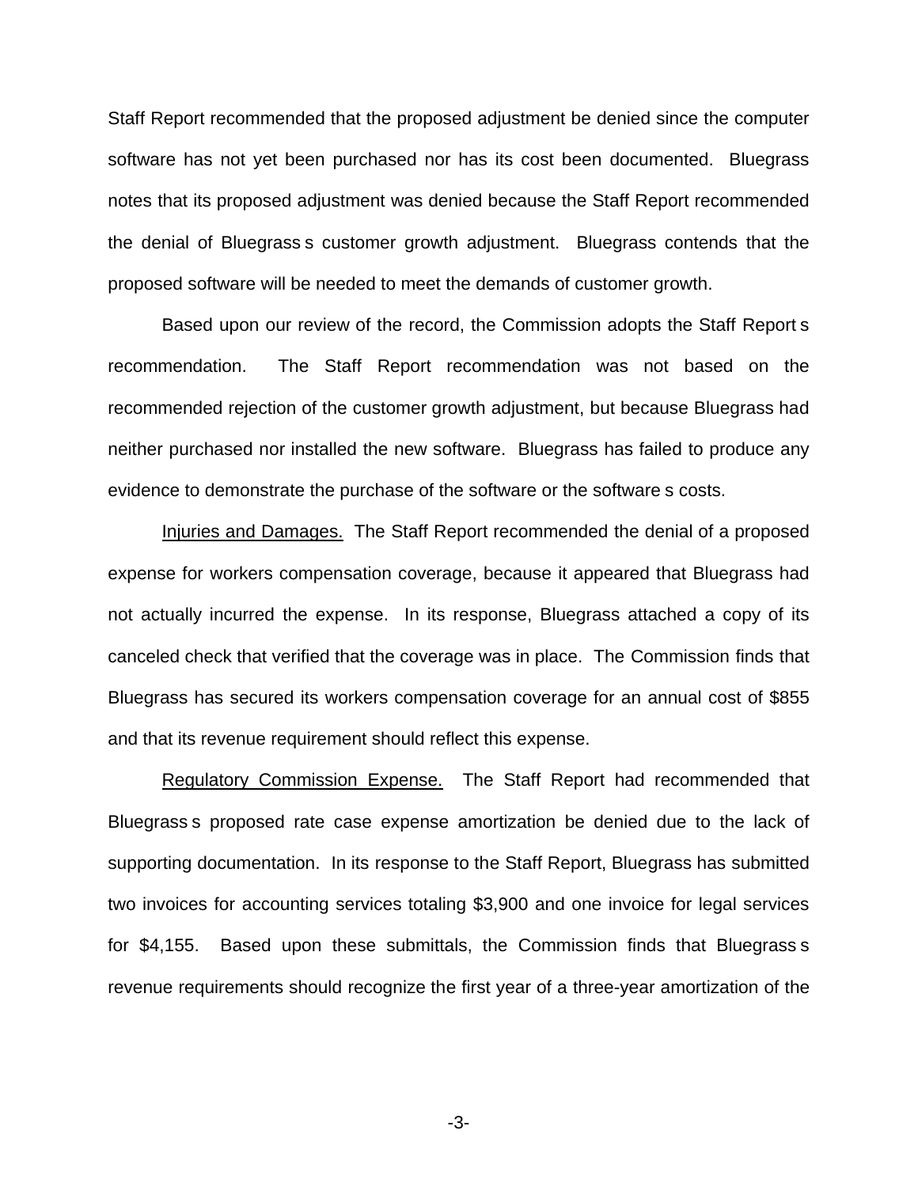Staff Report recommended that the proposed adjustment be denied since the computer software has not yet been purchased nor has its cost been documented. Bluegrass notes that its proposed adjustment was denied because the Staff Report recommended the denial of Bluegrass s customer growth adjustment. Bluegrass contends that the proposed software will be needed to meet the demands of customer growth.

Based upon our review of the record, the Commission adopts the Staff Report s recommendation. The Staff Report recommendation was not based on the recommended rejection of the customer growth adjustment, but because Bluegrass had neither purchased nor installed the new software. Bluegrass has failed to produce any evidence to demonstrate the purchase of the software or the software s costs.

Injuries and Damages. The Staff Report recommended the denial of a proposed expense for workers compensation coverage, because it appeared that Bluegrass had not actually incurred the expense. In its response, Bluegrass attached a copy of its canceled check that verified that the coverage was in place. The Commission finds that Bluegrass has secured its workers compensation coverage for an annual cost of $855 and that its revenue requirement should reflect this expense.

Regulatory Commission Expense. The Staff Report had recommended that Bluegrass s proposed rate case expense amortization be denied due to the lack of supporting documentation. In its response to the Staff Report, Bluegrass has submitted two invoices for accounting services totaling $3,900 and one invoice for legal services for $4,155. Based upon these submittals, the Commission finds that Bluegrass s revenue requirements should recognize the first year of a three-year amortization of the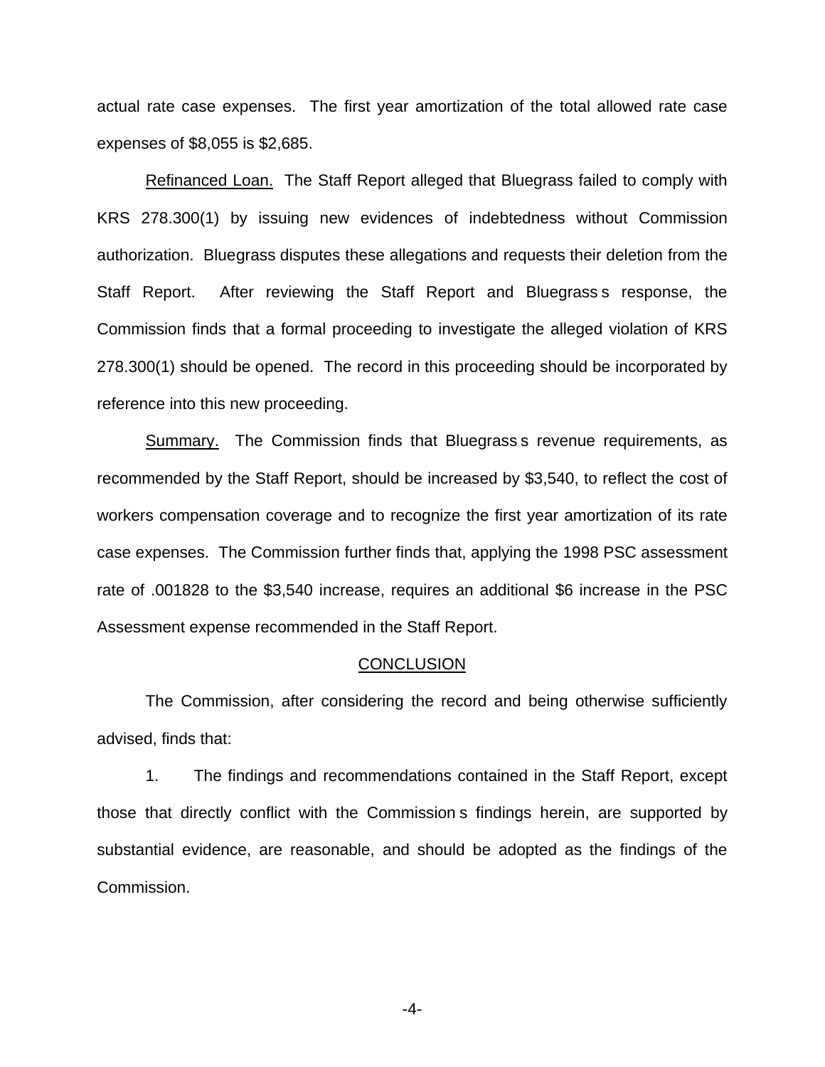actual rate case expenses. The first year amortization of the total allowed rate case expenses of $8,055 is $2,685.

<u>Refinanced Loan.</u> The Staff Report alleged that Bluegrass failed to comply with KRS 278.300(1) by issuing new evidences of indebtedness without Commission authorization. Bluegrass disputes these allegations and requests their deletion from the Staff Report. After reviewing the Staff Report and Bluegrass s response, the Commission finds that a formal proceeding to investigate the alleged violation of KRS 278.300(1) should be opened. The record in this proceeding should be incorporated by reference into this new proceeding.

<u>Summary.</u> The Commission finds that Bluegrass s revenue requirements, as recommended by the Staff Report, should be increased by $3,540, to reflect the cost of workers compensation coverage and to recognize the first year amortization of its rate case expenses. The Commission further finds that, applying the 1998 PSC assessment rate of .001828 to the $3,540 increase, requires an additional $6 increase in the PSC Assessment expense recommended in the Staff Report.

## CONCLUSION

The Commission, after considering the record and being otherwise sufficiently advised, finds that:

1. The findings and recommendations contained in the Staff Report, except those that directly conflict with the Commission s findings herein, are supported by substantial evidence, are reasonable, and should be adopted as the findings of the Commission.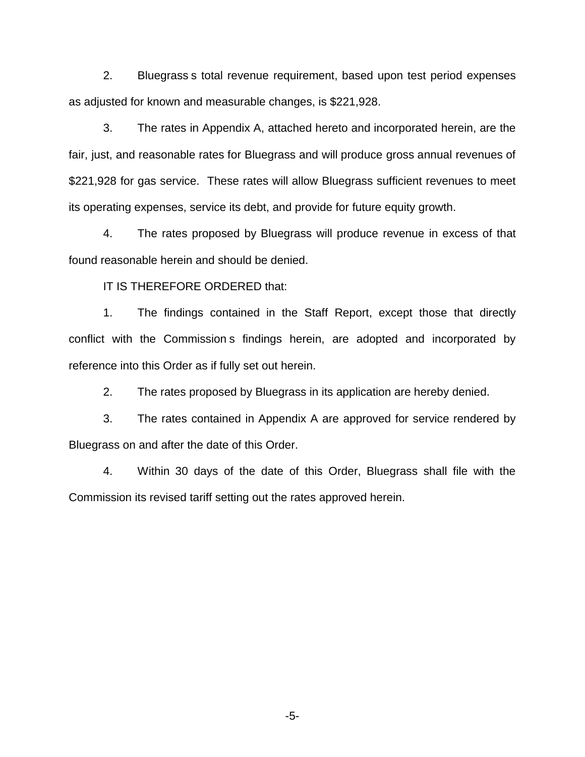2. Bluegrass s total revenue requirement, based upon test period expenses as adjusted for known and measurable changes, is $221,928.

3. The rates in Appendix A, attached hereto and incorporated herein, are the fair, just, and reasonable rates for Bluegrass and will produce gross annual revenues of $221,928 for gas service. These rates will allow Bluegrass sufficient revenues to meet its operating expenses, service its debt, and provide for future equity growth.

4. The rates proposed by Bluegrass will produce revenue in excess of that found reasonable herein and should be denied.

IT IS THEREFORE ORDERED that:

1. The findings contained in the Staff Report, except those that directly conflict with the Commission s findings herein, are adopted and incorporated by reference into this Order as if fully set out herein.

2. The rates proposed by Bluegrass in its application are hereby denied.

3. The rates contained in Appendix A are approved for service rendered by Bluegrass on and after the date of this Order.

4. Within 30 days of the date of this Order, Bluegrass shall file with the Commission its revised tariff setting out the rates approved herein.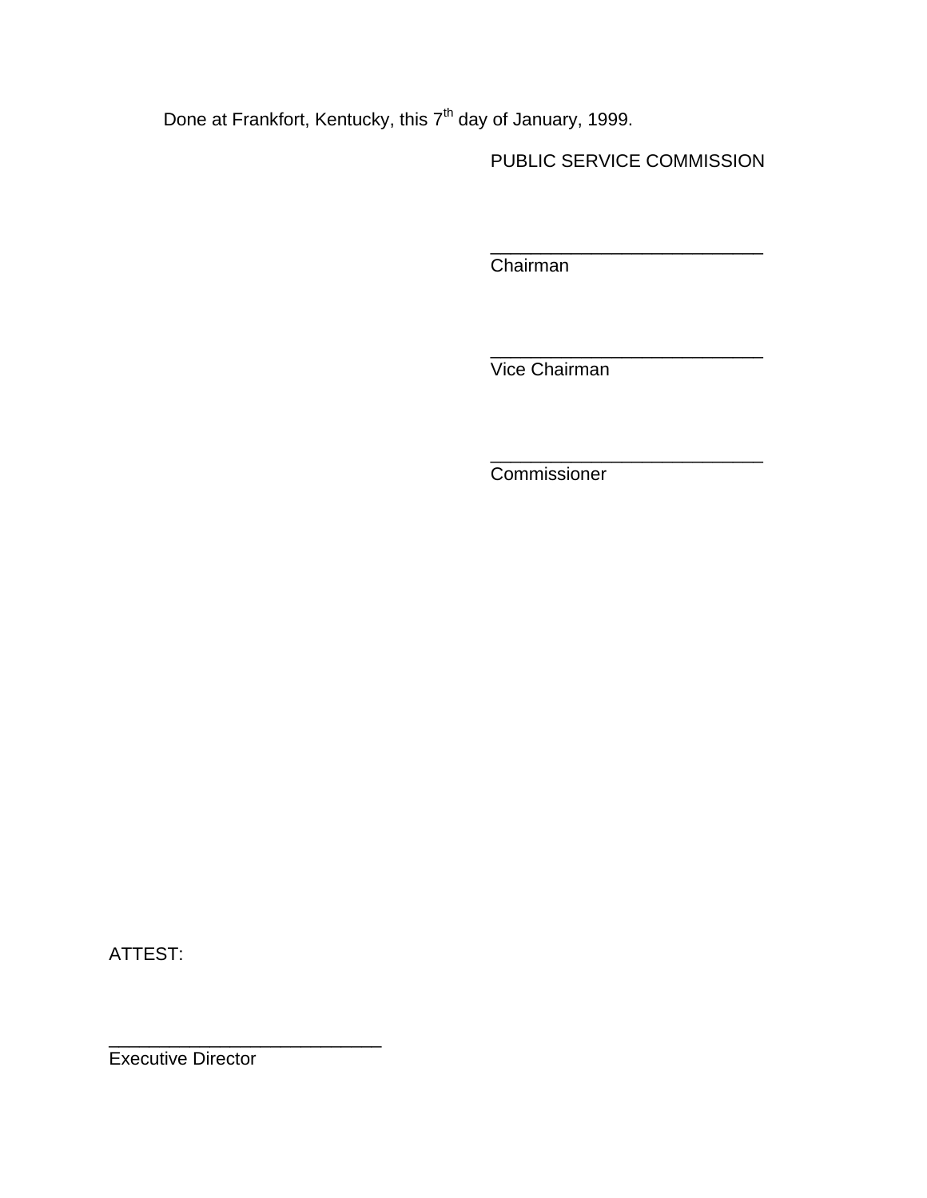Done at Frankfort, Kentucky, this 7th day of January, 1999.

PUBLIC SERVICE COMMISSION

___________________________
Chairman

___________________________
Vice Chairman

___________________________
Commissioner

ATTEST:

___________________________
Executive Director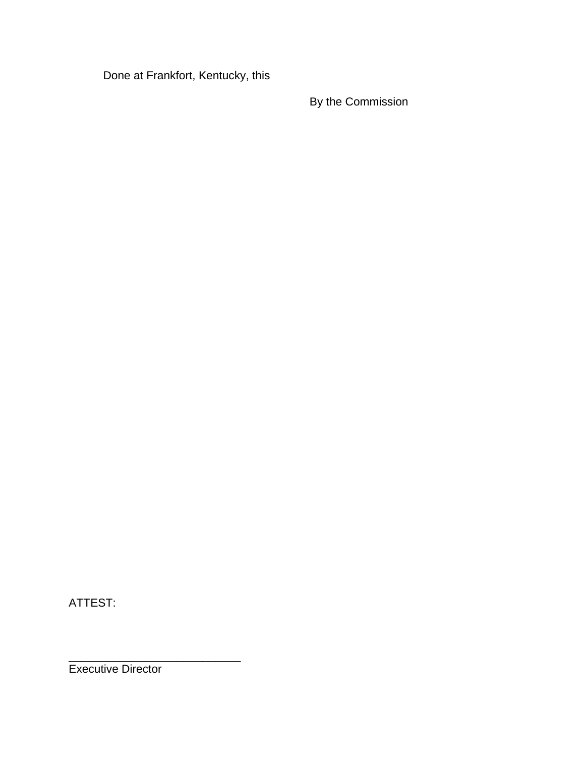Done at Frankfort, Kentucky, this

By the Commission

ATTEST:

___________________________
Executive Director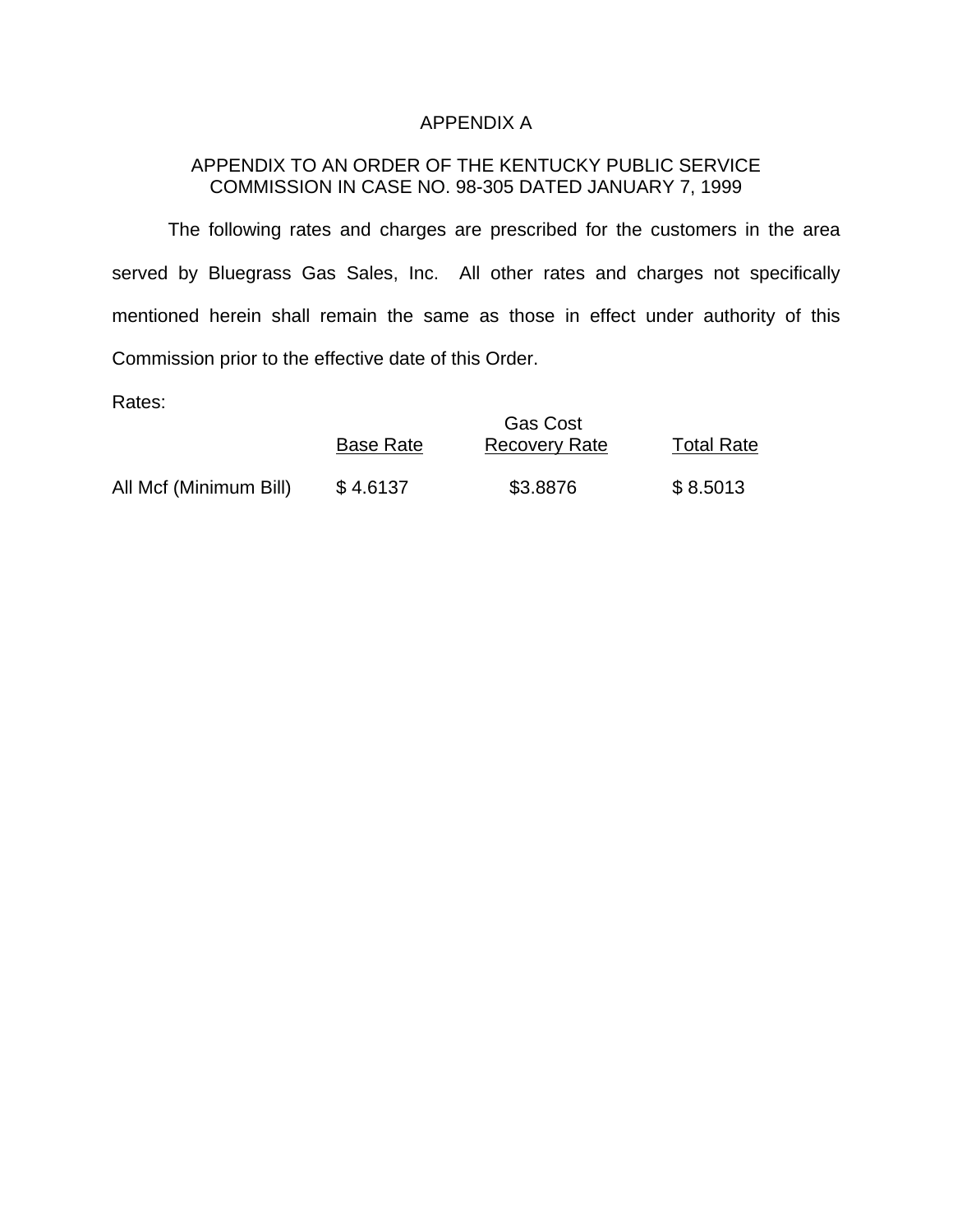# APPENDIX A

## APPENDIX TO AN ORDER OF THE KENTUCKY PUBLIC SERVICE COMMISSION IN CASE NO. 98-305 DATED JANUARY 7, 1999

The following rates and charges are prescribed for the customers in the area served by Bluegrass Gas Sales, Inc. All other rates and charges not specifically mentioned herein shall remain the same as those in effect under authority of this Commission prior to the effective date of this Order.

Rates:

| | Base Rate | Gas Cost Recovery Rate | Total Rate |
|---|---|---|---|
| All Mcf (Minimum Bill) | $ 4.6137 | $3.8876 | $ 8.5013 |